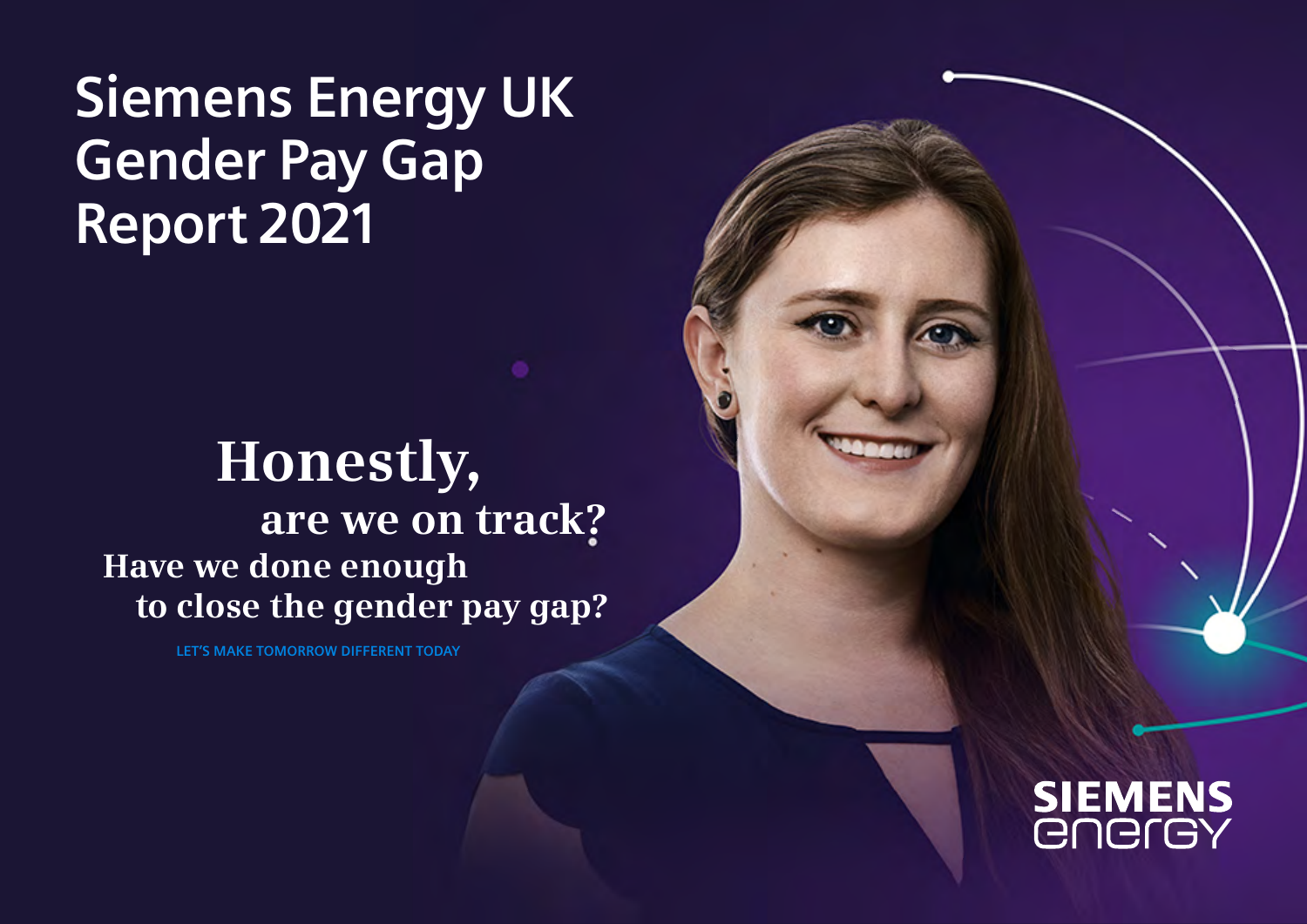# Siemens Energy UK Gender Pay Gap Report 2021

## Honestly, are we on track?

**Have we done enough to close the gender pay gap?**

LET'S MAKE TOMORROW DIFFERENT TODAY

SIEMENS energy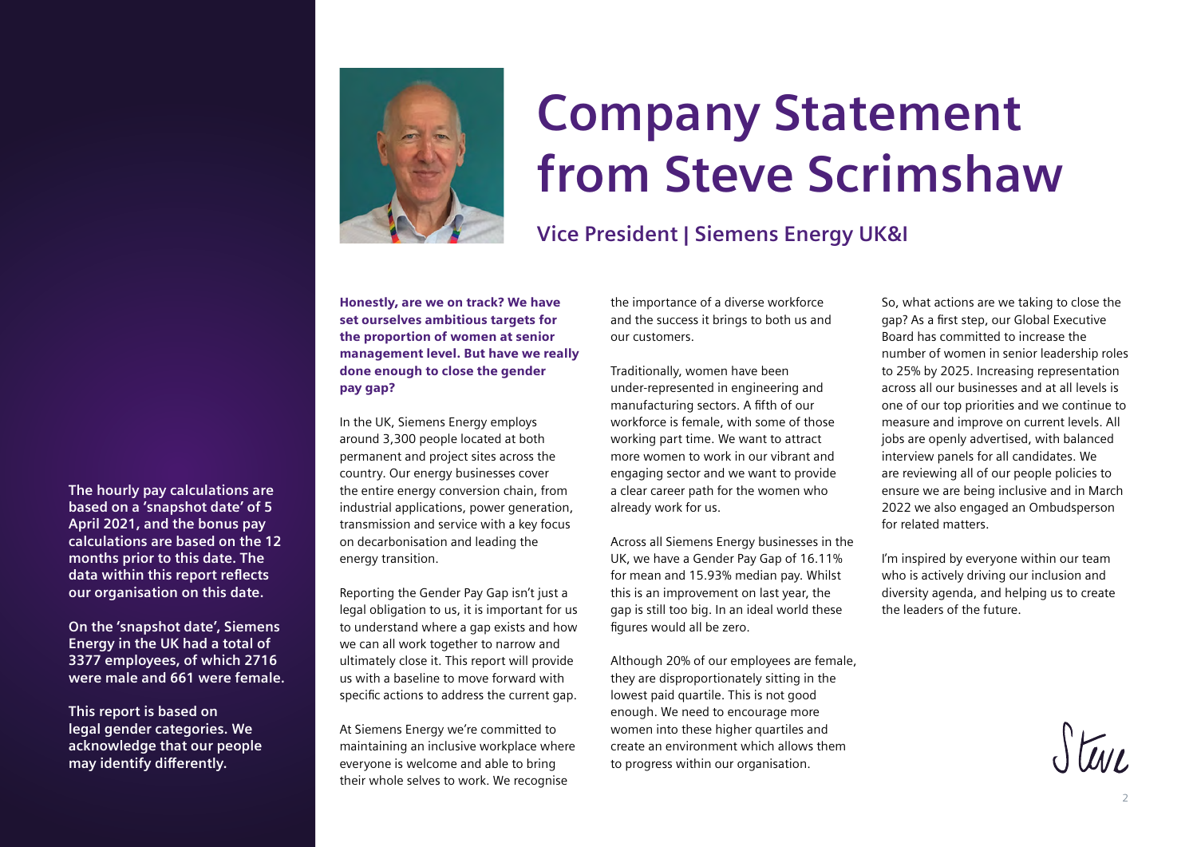# Company Statement from Steve Scrimshaw

## Vice President | Siemens Energy UK&I

**The hourly pay calculations are based on a 'snapshot date' of 5 April 2021, and the bonus pay calculations are based on the 12 months prior to this date. The data within this report reflects our organisation on this date.**

**On the 'snapshot date', Siemens Energy in the UK had a total of 3377 employees, of which 2716 were male and 661 were female.**

**This report is based on legal gender categories. We acknowledge that our people may identify differently.**

**Honestly, are we on track? We have set ourselves ambitious targets for the proportion of women at senior management level. But have we really done enough to close the gender pay gap?**

In the UK, Siemens Energy employs around 3,300 people located at both permanent and project sites across the country. Our energy businesses cover the entire energy conversion chain, from industrial applications, power generation, transmission and service with a key focus on decarbonisation and leading the energy transition.

Reporting the Gender Pay Gap isn't just a legal obligation to us, it is important for us to understand where a gap exists and how we can all work together to narrow and ultimately close it. This report will provide us with a baseline to move forward with specific actions to address the current gap.

At Siemens Energy we're committed to maintaining an inclusive workplace where everyone is welcome and able to bring their whole selves to work. We recognise the importance of a diverse workforce and the success it brings to both us and our customers.

Traditionally, women have been under-represented in engineering and manufacturing sectors. A fifth of our workforce is female, with some of those working part time. We want to attract more women to work in our vibrant and engaging sector and we want to provide a clear career path for the women who already work for us.

Across all Siemens Energy businesses in the UK, we have a Gender Pay Gap of 16.11% for mean and 15.93% median pay. Whilst this is an improvement on last year, the gap is still too big. In an ideal world these figures would all be zero.

Although 20% of our employees are female, they are disproportionately sitting in the lowest paid quartile. This is not good enough. We need to encourage more women into these higher quartiles and create an environment which allows them to progress within our organisation.

So, what actions are we taking to close the gap? As a first step, our Global Executive Board has committed to increase the number of women in senior leadership roles to 25% by 2025. Increasing representation across all our businesses and at all levels is one of our top priorities and we continue to measure and improve on current levels. All jobs are openly advertised, with balanced interview panels for all candidates. We are reviewing all of our people policies to ensure we are being inclusive and in March 2022 we also engaged an Ombudsperson for related matters.

I'm inspired by everyone within our team who is actively driving our inclusion and diversity agenda, and helping us to create the leaders of the future.

Steve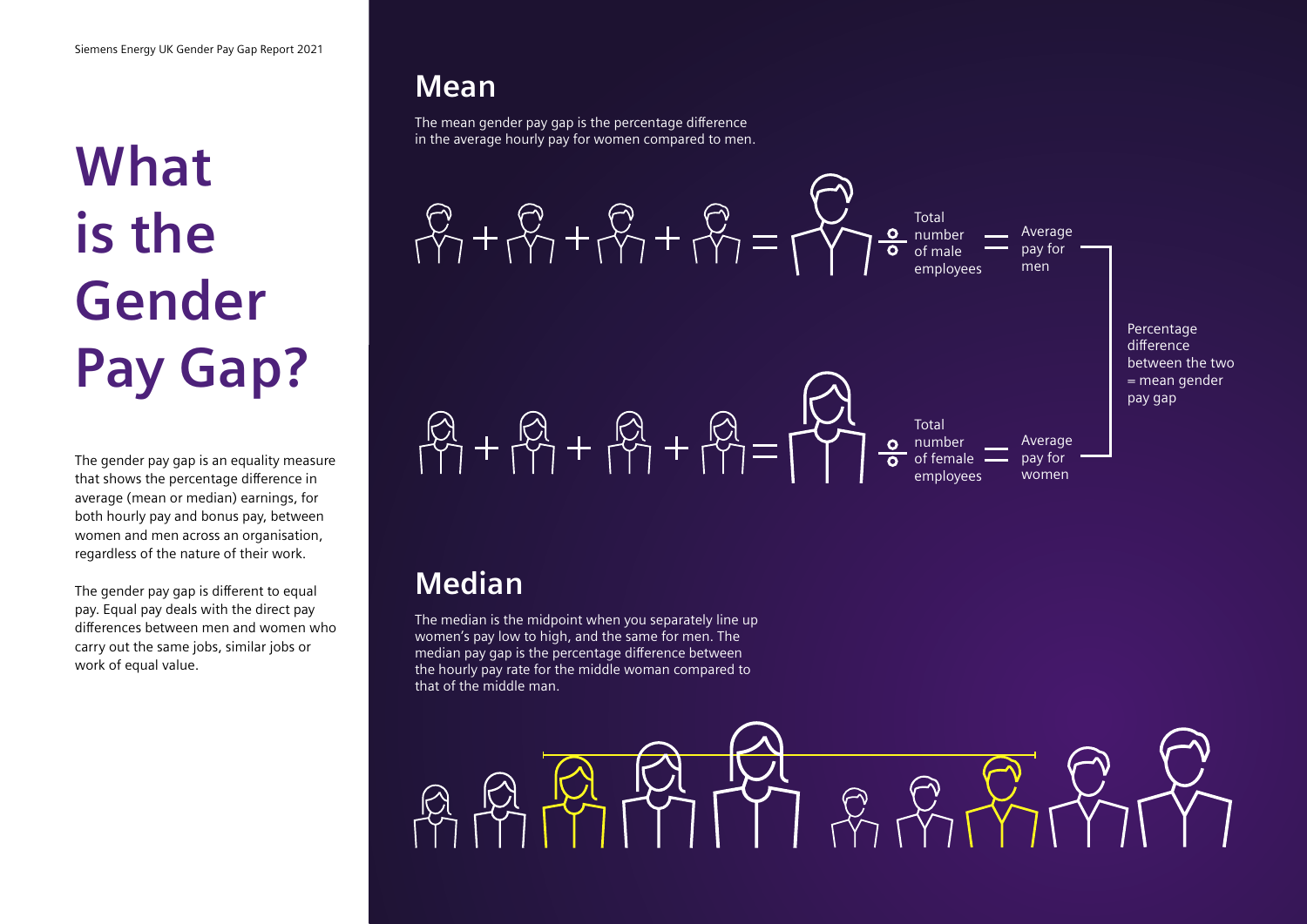# What is the Gender Pay Gap?

The gender pay gap is an equality measure that shows the percentage difference in average (mean or median) earnings, for both hourly pay and bonus pay, between women and men across an organisation, regardless of the nature of their work.

The gender pay gap is different to equal pay. Equal pay deals with the direct pay differences between men and women who carry out the same jobs, similar jobs or work of equal value.

## Mean

The mean gender pay gap is the percentage difference in the average hourly pay for women compared to men.

÷ Total number of male employees = Average pay for men

÷ Total number of female employees = Average pay for women

Percentage difference between the two = mean gender pay gap

## Median

The median is the midpoint when you separately line up women's pay low to high, and the same for men. The median pay gap is the percentage difference between the hourly pay rate for the middle woman compared to that of the middle man.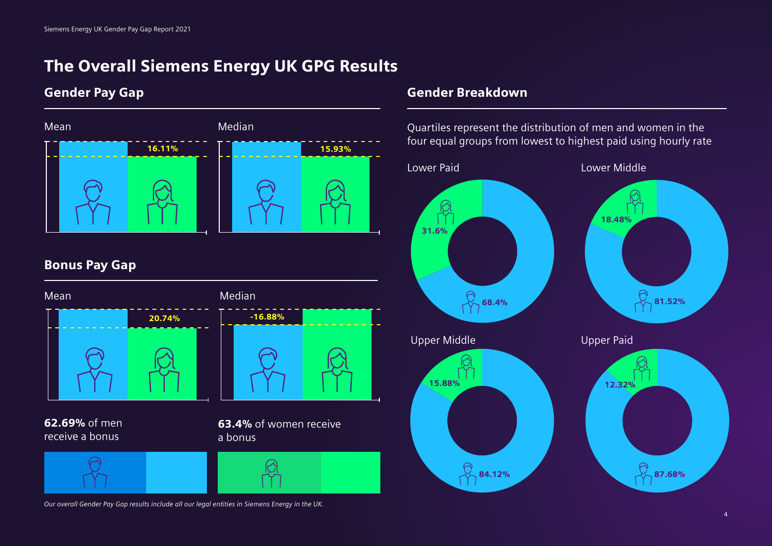# The Overall Siemens Energy UK GPG Results

## Gender Pay Gap

Mean

16.11%

Median

15.93%

## Bonus Pay Gap

Mean

20.74%

Median

-16.88%

**62.69%** of men receive a bonus

**63.4%** of women receive a bonus

*Our overall Gender Pay Gap results include all our legal entities in Siemens Energy in the UK.*

## Gender Breakdown

Quartiles represent the distribution of men and women in the four equal groups from lowest to highest paid using hourly rate

| Quartile | Women | Men |
|---|---|---|
| Lower Paid | 31.6% | 68.4% |
| Lower Middle | 18.48% | 81.52% |
| Upper Middle | 15.88% | 84.12% |
| Upper Paid | 12.32% | 87.68% |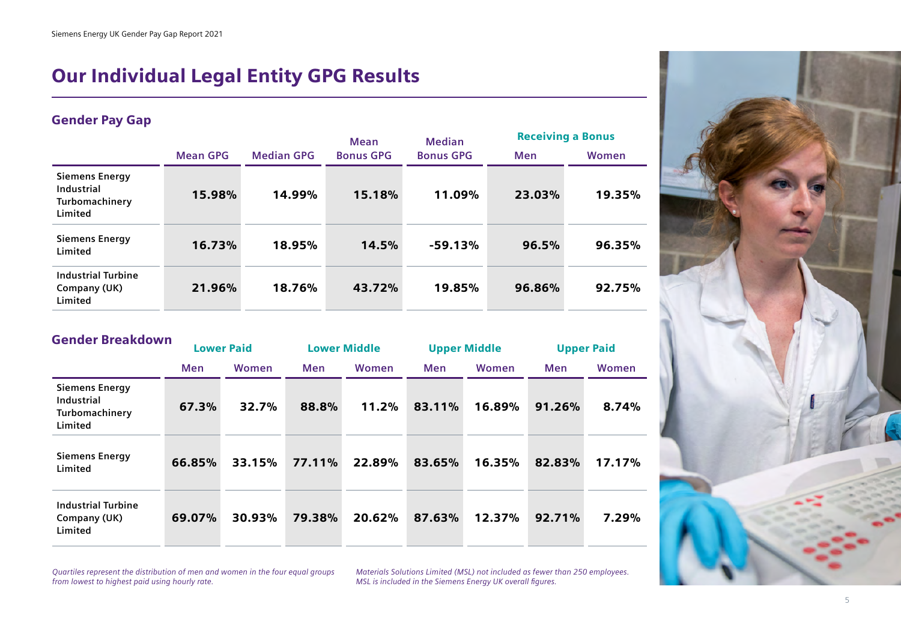# Our Individual Legal Entity GPG Results

## Gender Pay Gap

| | Mean GPG | Median GPG | Mean Bonus GPG | Median Bonus GPG | Receiving a Bonus | |
|---|---|---|---|---|---|---|
| | | | | | Men | Women |
| Siemens Energy Industrial Turbomachinery Limited | 15.98% | 14.99% | 15.18% | 11.09% | 23.03% | 19.35% |
| Siemens Energy Limited | 16.73% | 18.95% | 14.5% | -59.13% | 96.5% | 96.35% |
| Industrial Turbine Company (UK) Limited | 21.96% | 18.76% | 43.72% | 19.85% | 96.86% | 92.75% |

## Gender Breakdown

| | Lower Paid | | Lower Middle | | Upper Middle | | Upper Paid | |
|---|---|---|---|---|---|---|---|---|
| | Men | Women | Men | Women | Men | Women | Men | Women |
| Siemens Energy Industrial Turbomachinery Limited | 67.3% | 32.7% | 88.8% | 11.2% | 83.11% | 16.89% | 91.26% | 8.74% |
| Siemens Energy Limited | 66.85% | 33.15% | 77.11% | 22.89% | 83.65% | 16.35% | 82.83% | 17.17% |
| Industrial Turbine Company (UK) Limited | 69.07% | 30.93% | 79.38% | 20.62% | 87.63% | 12.37% | 92.71% | 7.29% |

*Quartiles represent the distribution of men and women in the four equal groups from lowest to highest paid using hourly rate.*

*Materials Solutions Limited (MSL) not included as fewer than 250 employees. MSL is included in the Siemens Energy UK overall figures.*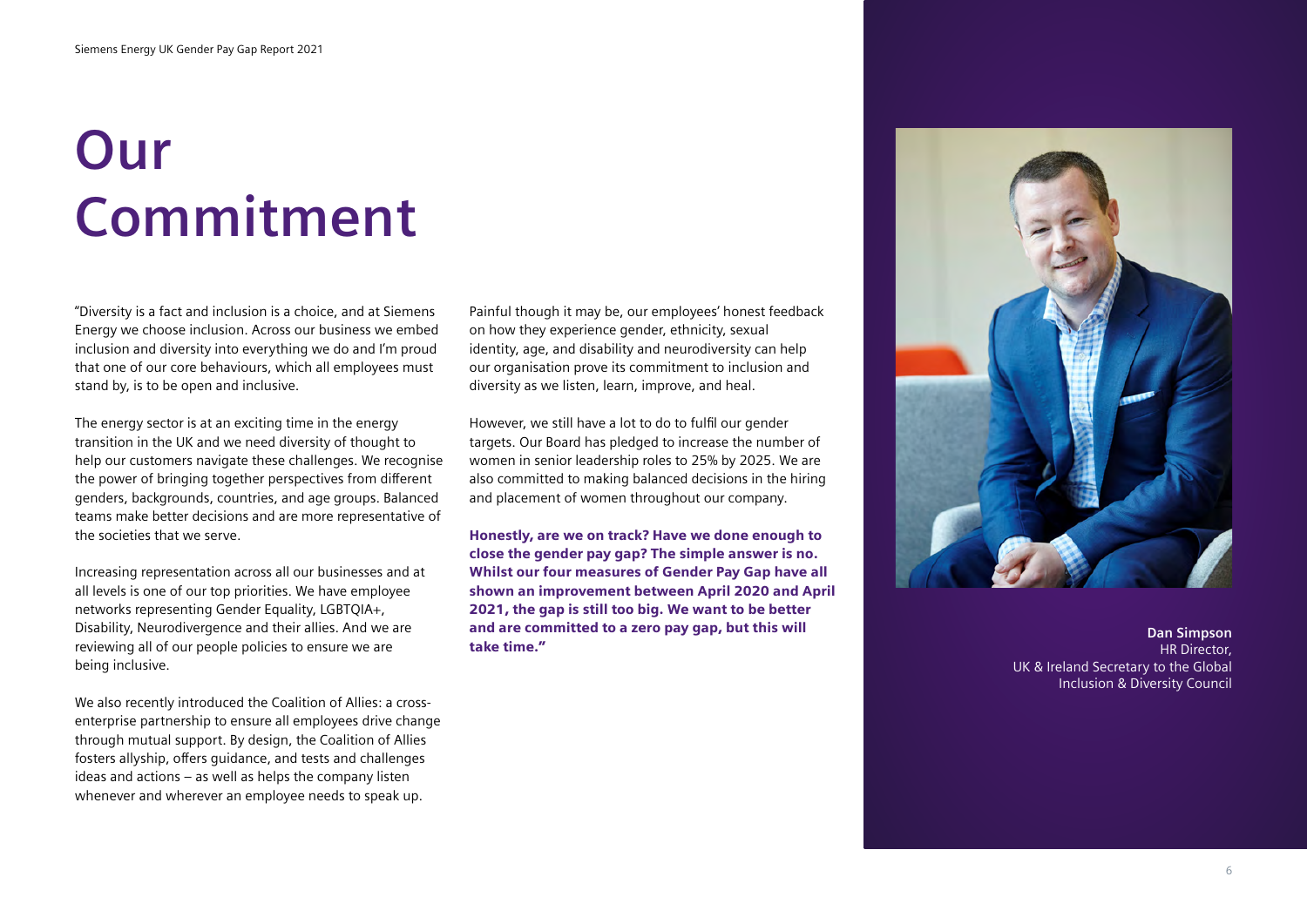# Our Commitment

"Diversity is a fact and inclusion is a choice, and at Siemens Energy we choose inclusion. Across our business we embed inclusion and diversity into everything we do and I'm proud that one of our core behaviours, which all employees must stand by, is to be open and inclusive.

The energy sector is at an exciting time in the energy transition in the UK and we need diversity of thought to help our customers navigate these challenges. We recognise the power of bringing together perspectives from different genders, backgrounds, countries, and age groups. Balanced teams make better decisions and are more representative of the societies that we serve.

Increasing representation across all our businesses and at all levels is one of our top priorities. We have employee networks representing Gender Equality, LGBTQIA+, Disability, Neurodivergence and their allies. And we are reviewing all of our people policies to ensure we are being inclusive.

We also recently introduced the Coalition of Allies: a cross-enterprise partnership to ensure all employees drive change through mutual support. By design, the Coalition of Allies fosters allyship, offers guidance, and tests and challenges ideas and actions – as well as helps the company listen whenever and wherever an employee needs to speak up.

Painful though it may be, our employees' honest feedback on how they experience gender, ethnicity, sexual identity, age, and disability and neurodiversity can help our organisation prove its commitment to inclusion and diversity as we listen, learn, improve, and heal.

However, we still have a lot to do to fulfil our gender targets. Our Board has pledged to increase the number of women in senior leadership roles to 25% by 2025. We are also committed to making balanced decisions in the hiring and placement of women throughout our company.

**Honestly, are we on track? Have we done enough to close the gender pay gap? The simple answer is no. Whilst our four measures of Gender Pay Gap have all shown an improvement between April 2020 and April 2021, the gap is still too big. We want to be better and are committed to a zero pay gap, but this will take time."**

**Dan Simpson**
HR Director,
UK & Ireland Secretary to the Global Inclusion & Diversity Council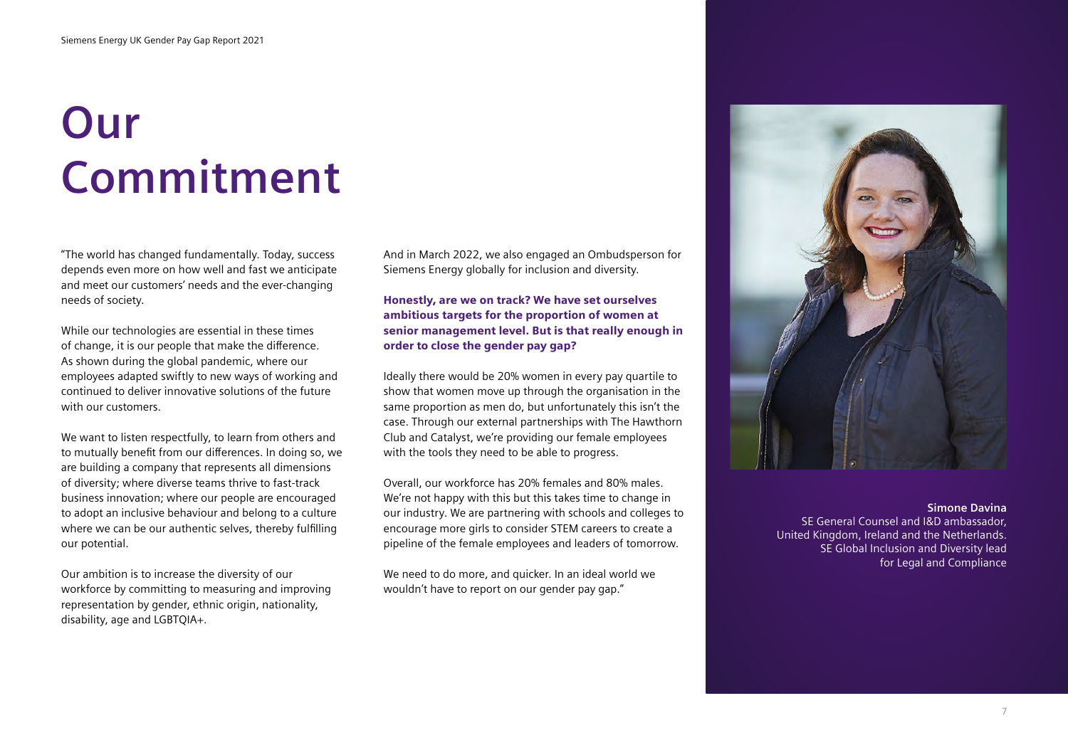# Our Commitment

"The world has changed fundamentally. Today, success depends even more on how well and fast we anticipate and meet our customers' needs and the ever-changing needs of society.

While our technologies are essential in these times of change, it is our people that make the difference. As shown during the global pandemic, where our employees adapted swiftly to new ways of working and continued to deliver innovative solutions of the future with our customers.

We want to listen respectfully, to learn from others and to mutually benefit from our differences. In doing so, we are building a company that represents all dimensions of diversity; where diverse teams thrive to fast-track business innovation; where our people are encouraged to adopt an inclusive behaviour and belong to a culture where we can be our authentic selves, thereby fulfilling our potential.

Our ambition is to increase the diversity of our workforce by committing to measuring and improving representation by gender, ethnic origin, nationality, disability, age and LGBTQIA+.

And in March 2022, we also engaged an Ombudsperson for Siemens Energy globally for inclusion and diversity.

**Honestly, are we on track? We have set ourselves ambitious targets for the proportion of women at senior management level. But is that really enough in order to close the gender pay gap?**

Ideally there would be 20% women in every pay quartile to show that women move up through the organisation in the same proportion as men do, but unfortunately this isn't the case. Through our external partnerships with The Hawthorn Club and Catalyst, we're providing our female employees with the tools they need to be able to progress.

Overall, our workforce has 20% females and 80% males. We're not happy with this but this takes time to change in our industry. We are partnering with schools and colleges to encourage more girls to consider STEM careers to create a pipeline of the female employees and leaders of tomorrow.

We need to do more, and quicker. In an ideal world we wouldn't have to report on our gender pay gap."

**Simone Davina**
SE General Counsel and I&D ambassador, United Kingdom, Ireland and the Netherlands.
SE Global Inclusion and Diversity lead for Legal and Compliance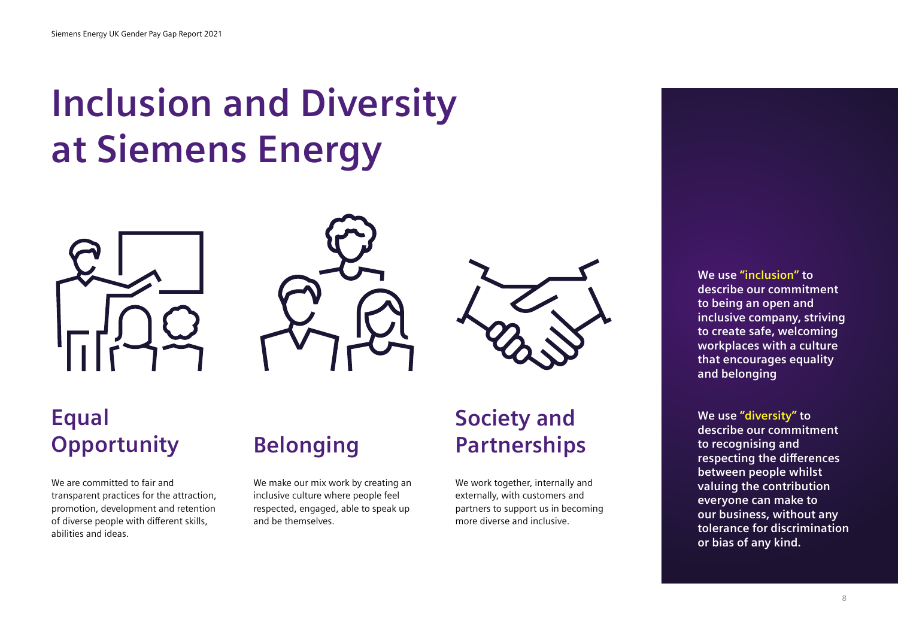# Inclusion and Diversity at Siemens Energy

## Equal Opportunity

We are committed to fair and transparent practices for the attraction, promotion, development and retention of diverse people with different skills, abilities and ideas.

## Belonging

We make our mix work by creating an inclusive culture where people feel respected, engaged, able to speak up and be themselves.

## Society and Partnerships

We work together, internally and externally, with customers and partners to support us in becoming more diverse and inclusive.

**We use "inclusion" to describe our commitment to being an open and inclusive company, striving to create safe, welcoming workplaces with a culture that encourages equality and belonging**

**We use "diversity" to describe our commitment to recognising and respecting the differences between people whilst valuing the contribution everyone can make to our business, without any tolerance for discrimination or bias of any kind.**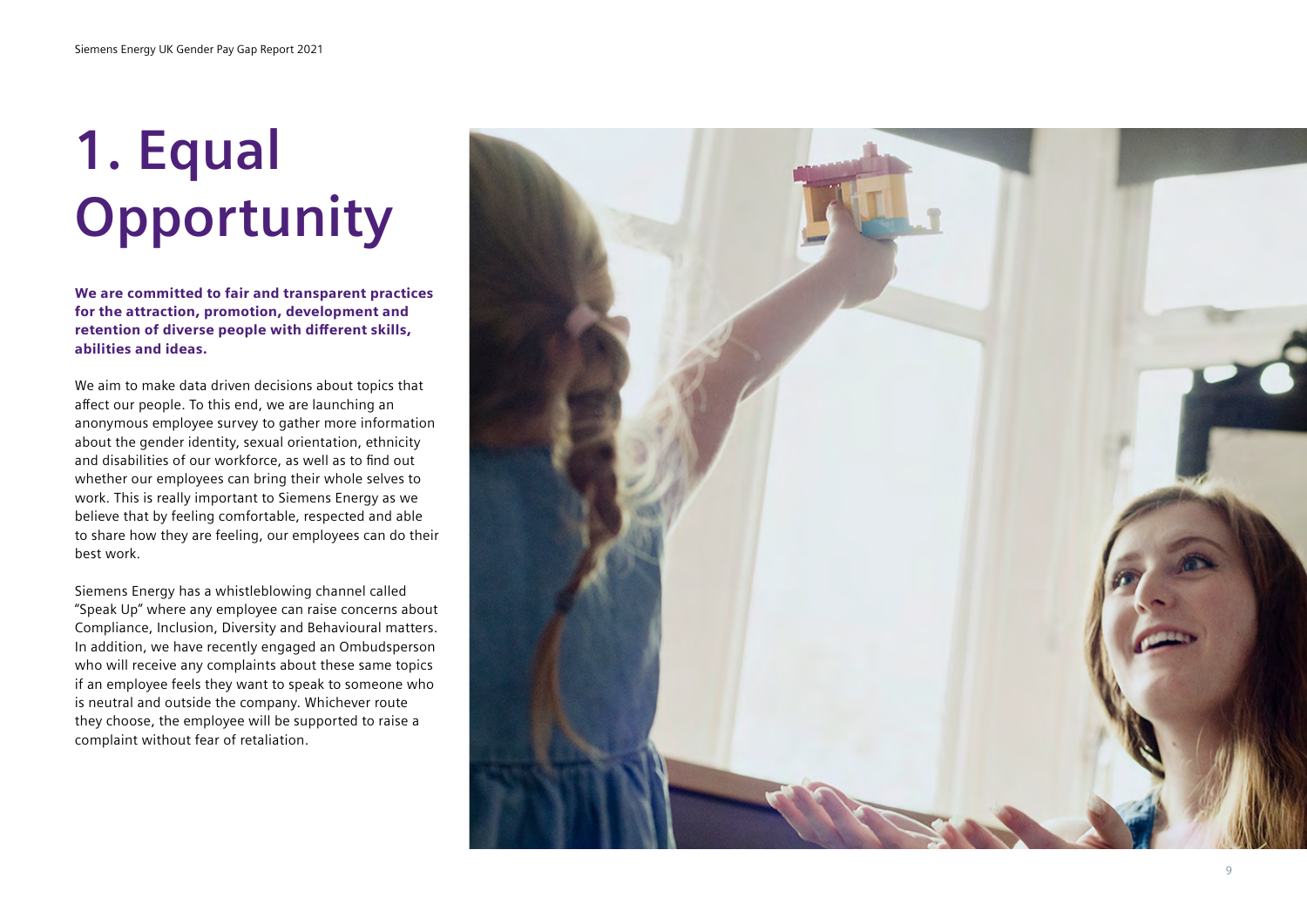# 1. Equal Opportunity

**We are committed to fair and transparent practices for the attraction, promotion, development and retention of diverse people with different skills, abilities and ideas.**

We aim to make data driven decisions about topics that affect our people. To this end, we are launching an anonymous employee survey to gather more information about the gender identity, sexual orientation, ethnicity and disabilities of our workforce, as well as to find out whether our employees can bring their whole selves to work. This is really important to Siemens Energy as we believe that by feeling comfortable, respected and able to share how they are feeling, our employees can do their best work.

Siemens Energy has a whistleblowing channel called "Speak Up" where any employee can raise concerns about Compliance, Inclusion, Diversity and Behavioural matters. In addition, we have recently engaged an Ombudsperson who will receive any complaints about these same topics if an employee feels they want to speak to someone who is neutral and outside the company. Whichever route they choose, the employee will be supported to raise a complaint without fear of retaliation.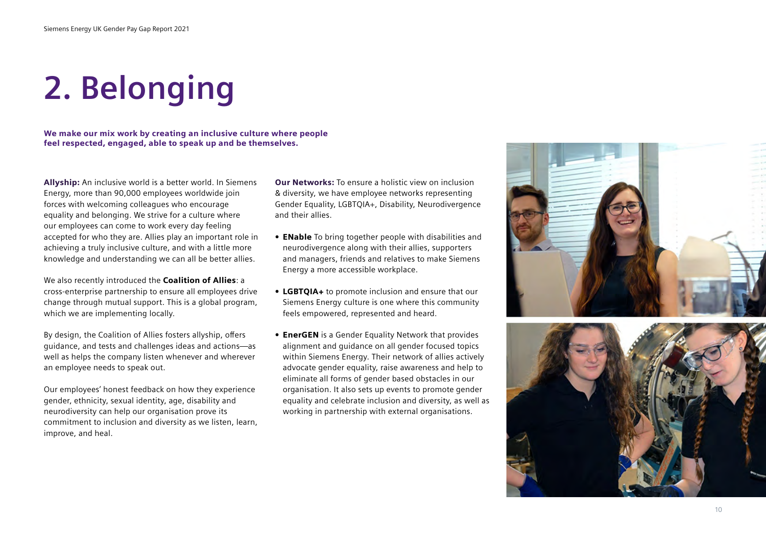# 2. Belonging

**We make our mix work by creating an inclusive culture where people feel respected, engaged, able to speak up and be themselves.**

**Allyship:** An inclusive world is a better world. In Siemens Energy, more than 90,000 employees worldwide join forces with welcoming colleagues who encourage equality and belonging. We strive for a culture where our employees can come to work every day feeling accepted for who they are. Allies play an important role in achieving a truly inclusive culture, and with a little more knowledge and understanding we can all be better allies.

We also recently introduced the **Coalition of Allies**: a cross-enterprise partnership to ensure all employees drive change through mutual support. This is a global program, which we are implementing locally.

By design, the Coalition of Allies fosters allyship, offers guidance, and tests and challenges ideas and actions—as well as helps the company listen whenever and wherever an employee needs to speak out.

Our employees' honest feedback on how they experience gender, ethnicity, sexual identity, age, disability and neurodiversity can help our organisation prove its commitment to inclusion and diversity as we listen, learn, improve, and heal.

**Our Networks:** To ensure a holistic view on inclusion & diversity, we have employee networks representing Gender Equality, LGBTQIA+, Disability, Neurodivergence and their allies.

- **ENable** To bring together people with disabilities and neurodivergence along with their allies, supporters and managers, friends and relatives to make Siemens Energy a more accessible workplace.
- **LGBTQIA+** to promote inclusion and ensure that our Siemens Energy culture is one where this community feels empowered, represented and heard.
- **EnerGEN** is a Gender Equality Network that provides alignment and guidance on all gender focused topics within Siemens Energy. Their network of allies actively advocate gender equality, raise awareness and help to eliminate all forms of gender based obstacles in our organisation. It also sets up events to promote gender equality and celebrate inclusion and diversity, as well as working in partnership with external organisations.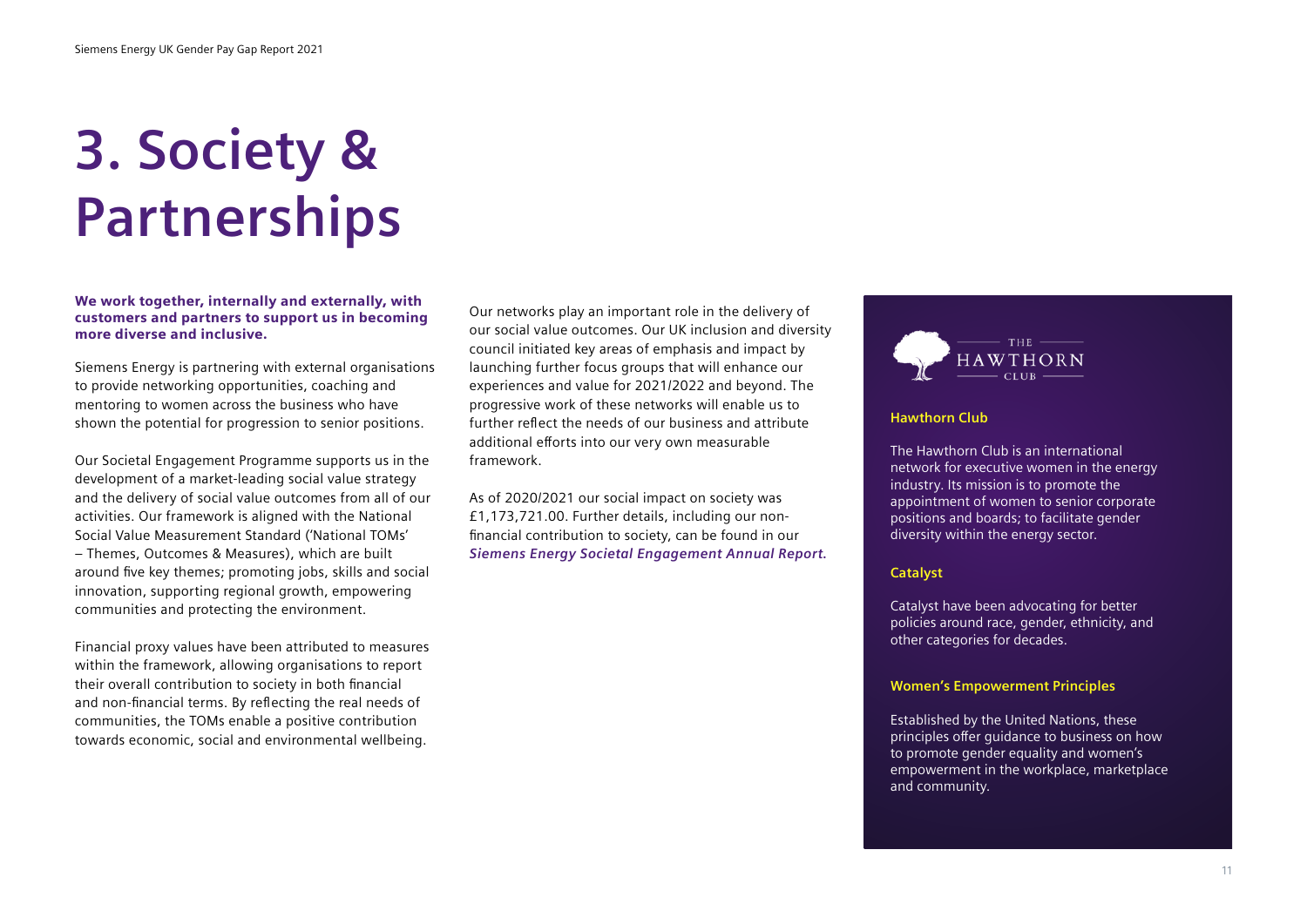# 3. Society & Partnerships

**We work together, internally and externally, with customers and partners to support us in becoming more diverse and inclusive.**

Siemens Energy is partnering with external organisations to provide networking opportunities, coaching and mentoring to women across the business who have shown the potential for progression to senior positions.

Our Societal Engagement Programme supports us in the development of a market-leading social value strategy and the delivery of social value outcomes from all of our activities. Our framework is aligned with the National Social Value Measurement Standard ('National TOMs' – Themes, Outcomes & Measures), which are built around five key themes; promoting jobs, skills and social innovation, supporting regional growth, empowering communities and protecting the environment.

Financial proxy values have been attributed to measures within the framework, allowing organisations to report their overall contribution to society in both financial and non-financial terms. By reflecting the real needs of communities, the TOMs enable a positive contribution towards economic, social and environmental wellbeing.

Our networks play an important role in the delivery of our social value outcomes. Our UK inclusion and diversity council initiated key areas of emphasis and impact by launching further focus groups that will enhance our experiences and value for 2021/2022 and beyond. The progressive work of these networks will enable us to further reflect the needs of our business and attribute additional efforts into our very own measurable framework.

As of 2020/2021 our social impact on society was £1,173,721.00. Further details, including our non-financial contribution to society, can be found in our ***Siemens Energy Societal Engagement Annual Report.***

THE HAWTHORN CLUB

**Hawthorn Club**

The Hawthorn Club is an international network for executive women in the energy industry. Its mission is to promote the appointment of women to senior corporate positions and boards; to facilitate gender diversity within the energy sector.

**Catalyst**

Catalyst have been advocating for better policies around race, gender, ethnicity, and other categories for decades.

**Women's Empowerment Principles**

Established by the United Nations, these principles offer guidance to business on how to promote gender equality and women's empowerment in the workplace, marketplace and community.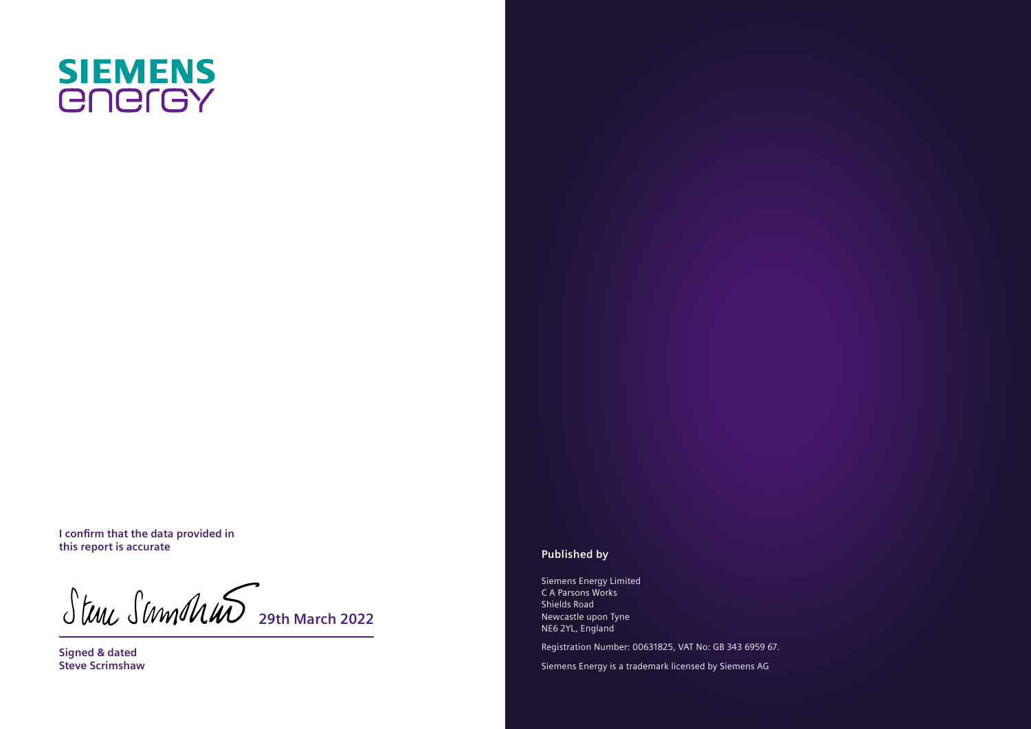SIEMENS
energy

**I confirm that the data provided in this report is accurate**

Steve Scrimshaw **29th March 2022**

**Signed & dated**
**Steve Scrimshaw**

**Published by**

Siemens Energy Limited
C A Parsons Works
Shields Road
Newcastle upon Tyne
NE6 2YL, England

Registration Number: 00631825, VAT No: GB 343 6959 67.

Siemens Energy is a trademark licensed by Siemens AG